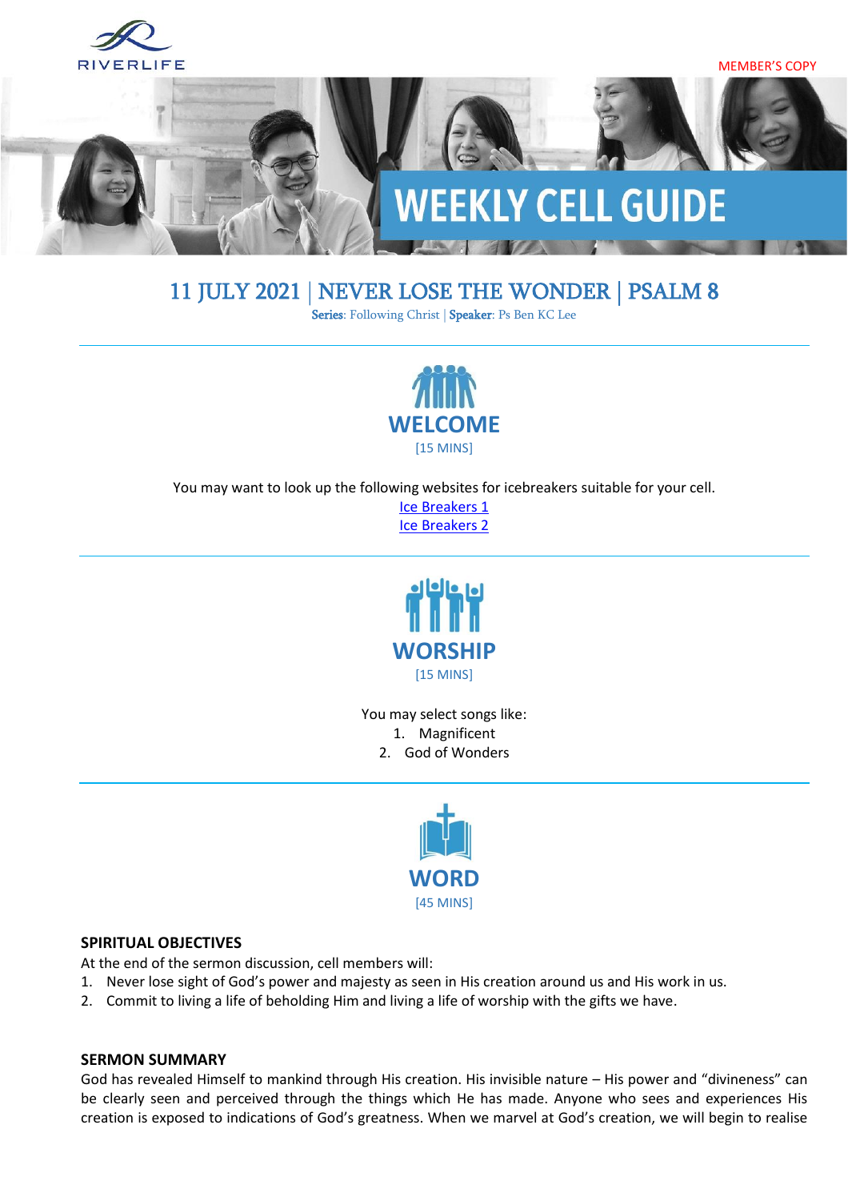RIVERLIFE

MEMBER'S COPY

# WEEKLY CELL GUIDE

## 11 JULY 2021 | NEVER LOSE THE WONDER | PSALM 8

**Series**: Following Christ | **Speaker**: Ps Ben KC Lee

---

## WELCOME

[15 MINS]

You may want to look up the following websites for icebreakers suitable for your cell.

Ice Breakers 1

Ice Breakers 2

---

## WORSHIP

[15 MINS]

You may select songs like:

1. Magnificent
2. God of Wonders

---

## WORD

[45 MINS]

**SPIRITUAL OBJECTIVES**

At the end of the sermon discussion, cell members will:

1. Never lose sight of God's power and majesty as seen in His creation around us and His work in us.
2. Commit to living a life of beholding Him and living a life of worship with the gifts we have.

**SERMON SUMMARY**

God has revealed Himself to mankind through His creation. His invisible nature – His power and "divineness" can be clearly seen and perceived through the things which He has made. Anyone who sees and experiences His creation is exposed to indications of God's greatness. When we marvel at God's creation, we will begin to realise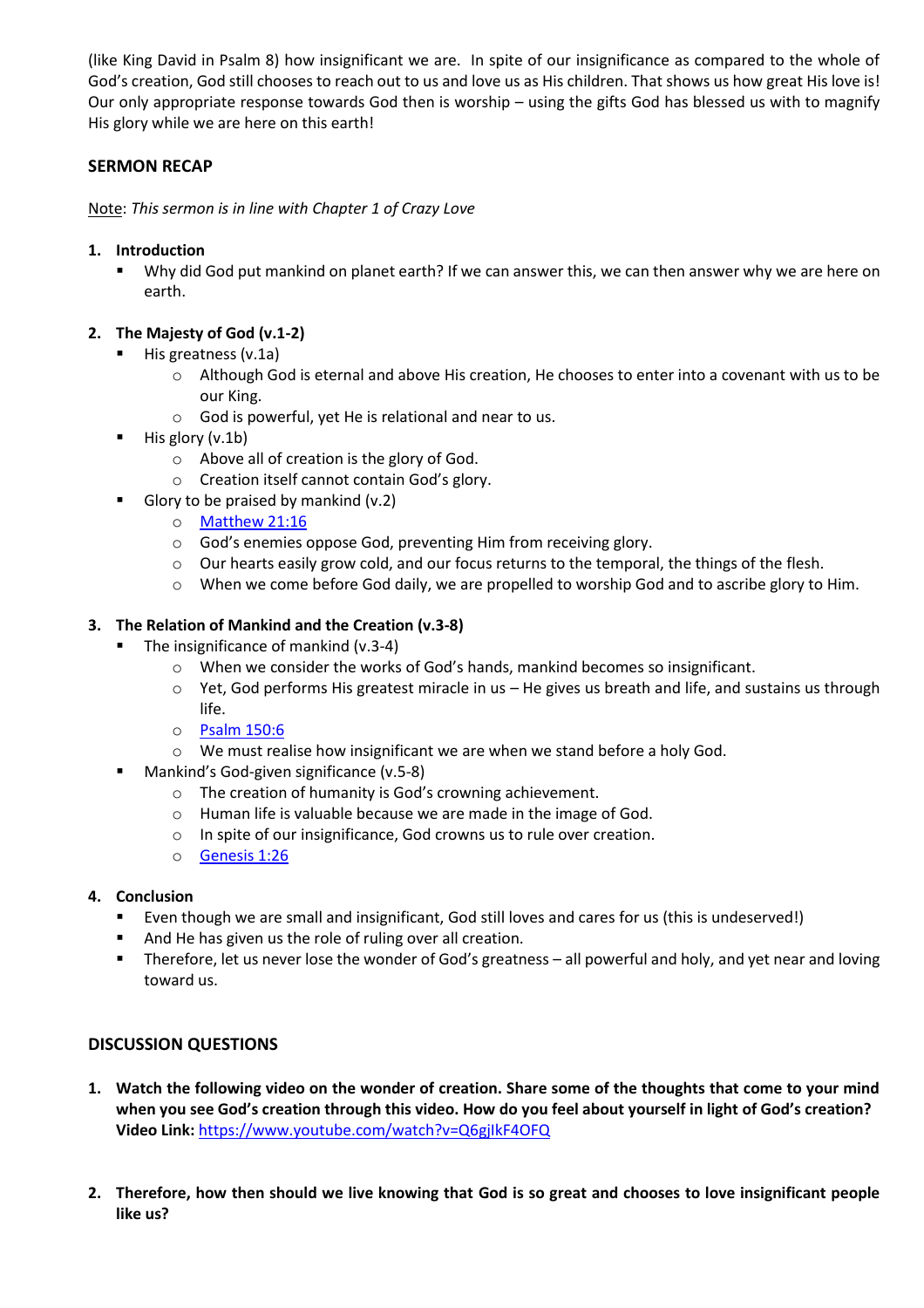(like King David in Psalm 8) how insignificant we are. In spite of our insignificance as compared to the whole of God's creation, God still chooses to reach out to us and love us as His children. That shows us how great His love is! Our only appropriate response towards God then is worship – using the gifts God has blessed us with to magnify His glory while we are here on this earth!

## SERMON RECAP

Note: *This sermon is in line with Chapter 1 of Crazy Love*

1. **Introduction**
   - Why did God put mankind on planet earth? If we can answer this, we can then answer why we are here on earth.

2. **The Majesty of God (v.1-2)**
   - His greatness (v.1a)
     - Although God is eternal and above His creation, He chooses to enter into a covenant with us to be our King.
     - God is powerful, yet He is relational and near to us.
   - His glory (v.1b)
     - Above all of creation is the glory of God.
     - Creation itself cannot contain God's glory.
   - Glory to be praised by mankind (v.2)
     - Matthew 21:16
     - God's enemies oppose God, preventing Him from receiving glory.
     - Our hearts easily grow cold, and our focus returns to the temporal, the things of the flesh.
     - When we come before God daily, we are propelled to worship God and to ascribe glory to Him.

3. **The Relation of Mankind and the Creation (v.3-8)**
   - The insignificance of mankind (v.3-4)
     - When we consider the works of God's hands, mankind becomes so insignificant.
     - Yet, God performs His greatest miracle in us – He gives us breath and life, and sustains us through life.
     - Psalm 150:6
     - We must realise how insignificant we are when we stand before a holy God.
   - Mankind's God-given significance (v.5-8)
     - The creation of humanity is God's crowning achievement.
     - Human life is valuable because we are made in the image of God.
     - In spite of our insignificance, God crowns us to rule over creation.
     - Genesis 1:26

4. **Conclusion**
   - Even though we are small and insignificant, God still loves and cares for us (this is undeserved!)
   - And He has given us the role of ruling over all creation.
   - Therefore, let us never lose the wonder of God's greatness – all powerful and holy, and yet near and loving toward us.

## DISCUSSION QUESTIONS

1. **Watch the following video on the wonder of creation. Share some of the thoughts that come to your mind when you see God's creation through this video. How do you feel about yourself in light of God's creation? Video Link:** https://www.youtube.com/watch?v=Q6gjIkF4OFQ

2. **Therefore, how then should we live knowing that God is so great and chooses to love insignificant people like us?**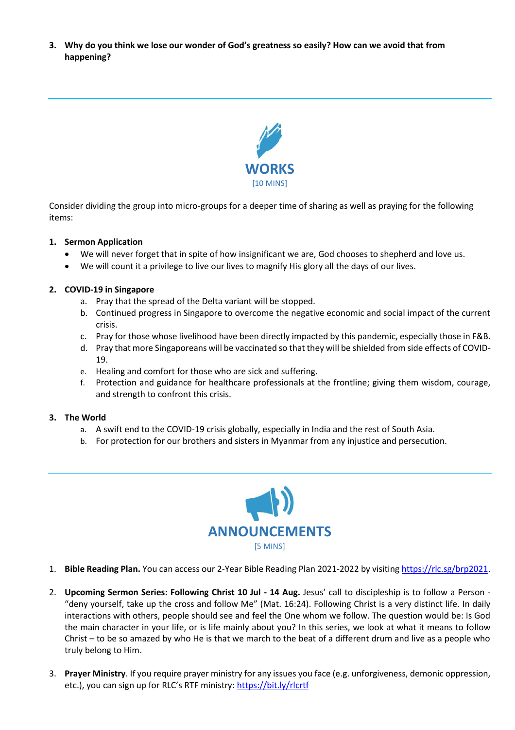3. **Why do you think we lose our wonder of God's greatness so easily? How can we avoid that from happening?**

---

## WORKS

[10 MINS]

Consider dividing the group into micro-groups for a deeper time of sharing as well as praying for the following items:

1. **Sermon Application**
   - We will never forget that in spite of how insignificant we are, God chooses to shepherd and love us.
   - We will count it a privilege to live our lives to magnify His glory all the days of our lives.

2. **COVID-19 in Singapore**
   a. Pray that the spread of the Delta variant will be stopped.
   b. Continued progress in Singapore to overcome the negative economic and social impact of the current crisis.
   c. Pray for those whose livelihood have been directly impacted by this pandemic, especially those in F&B.
   d. Pray that more Singaporeans will be vaccinated so that they will be shielded from side effects of COVID-19.
   e. Healing and comfort for those who are sick and suffering.
   f. Protection and guidance for healthcare professionals at the frontline; giving them wisdom, courage, and strength to confront this crisis.

3. **The World**
   a. A swift end to the COVID-19 crisis globally, especially in India and the rest of South Asia.
   b. For protection for our brothers and sisters in Myanmar from any injustice and persecution.

---

## ANNOUNCEMENTS

[5 MINS]

1. **Bible Reading Plan.** You can access our 2-Year Bible Reading Plan 2021-2022 by visiting https://rlc.sg/brp2021.

2. **Upcoming Sermon Series: Following Christ 10 Jul - 14 Aug.** Jesus' call to discipleship is to follow a Person - "deny yourself, take up the cross and follow Me" (Mat. 16:24). Following Christ is a very distinct life. In daily interactions with others, people should see and feel the One whom we follow. The question would be: Is God the main character in your life, or is life mainly about you? In this series, we look at what it means to follow Christ – to be so amazed by who He is that we march to the beat of a different drum and live as a people who truly belong to Him.

3. **Prayer Ministry**. If you require prayer ministry for any issues you face (e.g. unforgiveness, demonic oppression, etc.), you can sign up for RLC's RTF ministry: https://bit.ly/rlcrtf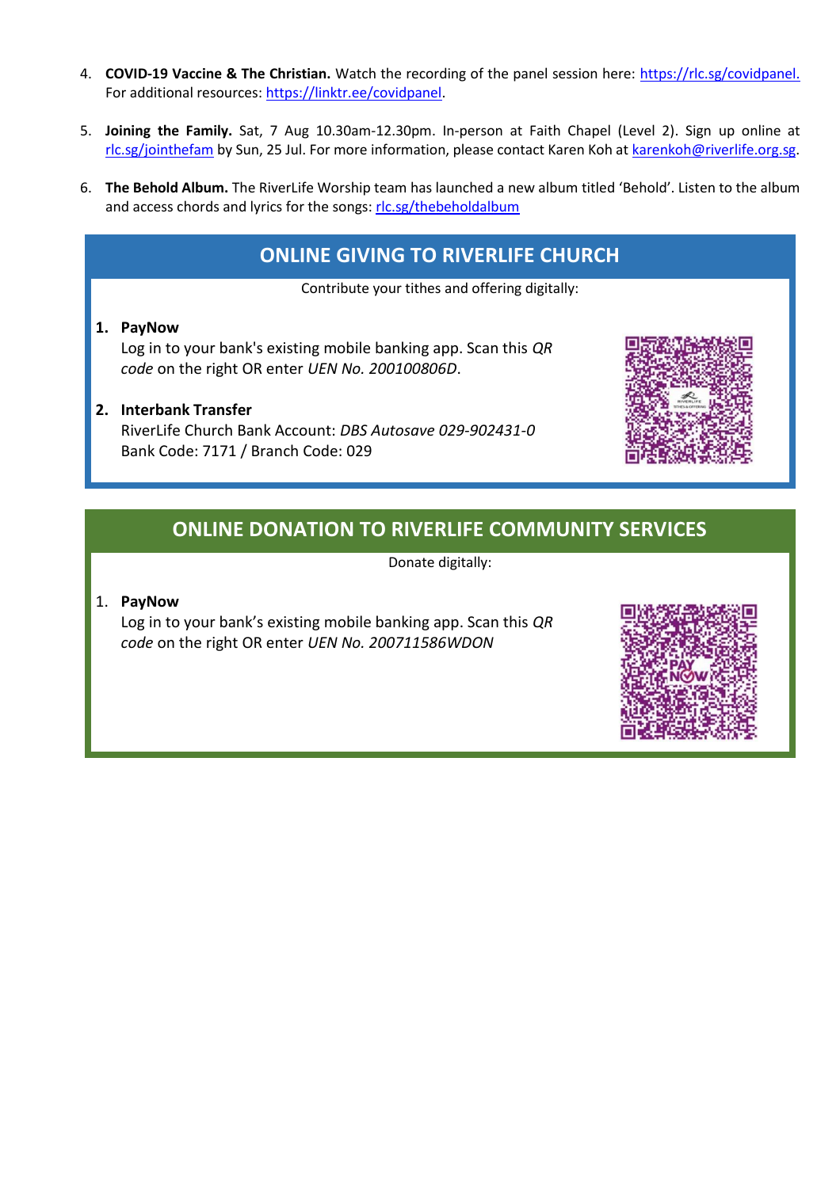4. **COVID-19 Vaccine & The Christian.** Watch the recording of the panel session here: https://rlc.sg/covidpanel. For additional resources: https://linktr.ee/covidpanel.

5. **Joining the Family.** Sat, 7 Aug 10.30am-12.30pm. In-person at Faith Chapel (Level 2). Sign up online at rlc.sg/jointhefam by Sun, 25 Jul. For more information, please contact Karen Koh at karenkoh@riverlife.org.sg.

6. **The Behold Album.** The RiverLife Worship team has launched a new album titled 'Behold'. Listen to the album and access chords and lyrics for the songs: rlc.sg/thebeholdalbum

## ONLINE GIVING TO RIVERLIFE CHURCH

Contribute your tithes and offering digitally:

1. **PayNow**
   Log in to your bank's existing mobile banking app. Scan this *QR code* on the right OR enter *UEN No. 200100806D*.

2. **Interbank Transfer**
   RiverLife Church Bank Account: *DBS Autosave 029-902431-0*
   Bank Code: 7171 / Branch Code: 029

## ONLINE DONATION TO RIVERLIFE COMMUNITY SERVICES

Donate digitally:

1. **PayNow**
   Log in to your bank's existing mobile banking app. Scan this *QR code* on the right OR enter *UEN No. 200711586WDON*